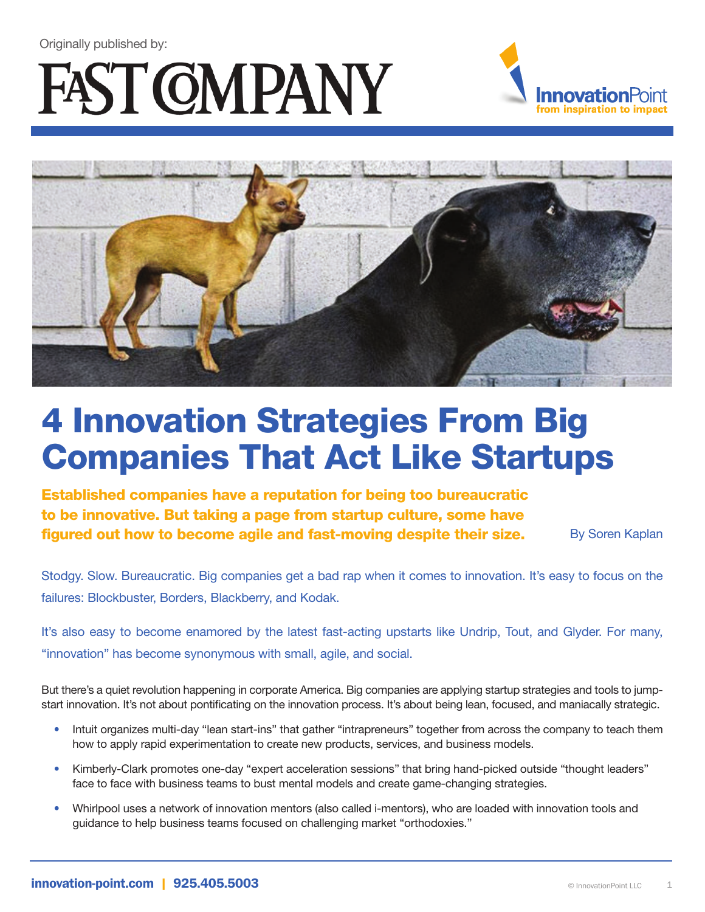Originally published by:

# 4 Innovation Strategies From Big Companies That Act Like Startups

**Established companies have a reputation for being too bureaucratic to be innovative. But taking a page from startup culture, some have figured out how to become agile and fast-moving despite their size.**

By Soren Kaplan

Stodgy. Slow. Bureaucratic. Big companies get a bad rap when it comes to innovation. It's easy to focus on the failures: Blockbuster, Borders, Blackberry, and Kodak.

It's also easy to become enamored by the latest fast-acting upstarts like Undrip, Tout, and Glyder. For many, "innovation" has become synonymous with small, agile, and social.

But there's a quiet revolution happening in corporate America. Big companies are applying startup strategies and tools to jump-start innovation. It's not about pontificating on the innovation process. It's about being lean, focused, and maniacally strategic.

- Intuit organizes multi-day "lean start-ins" that gather "intrapreneurs" together from across the company to teach them how to apply rapid experimentation to create new products, services, and business models.
- Kimberly-Clark promotes one-day "expert acceleration sessions" that bring hand-picked outside "thought leaders" face to face with business teams to bust mental models and create game-changing strategies.
- Whirlpool uses a network of innovation mentors (also called i-mentors), who are loaded with innovation tools and guidance to help business teams focused on challenging market "orthodoxies."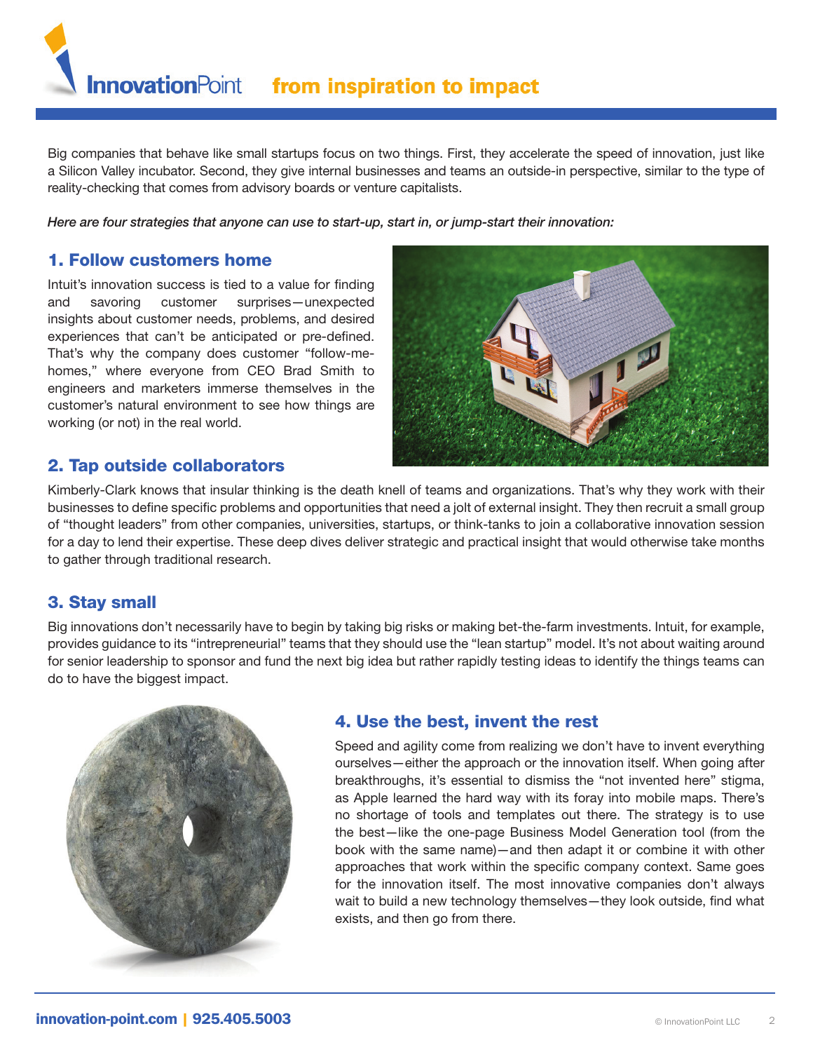Big companies that behave like small startups focus on two things. First, they accelerate the speed of innovation, just like a Silicon Valley incubator. Second, they give internal businesses and teams an outside-in perspective, similar to the type of reality-checking that comes from advisory boards or venture capitalists.

*Here are four strategies that anyone can use to start-up, start in, or jump-start their innovation:*

## 1. Follow customers home

Intuit's innovation success is tied to a value for finding and savoring customer surprises—unexpected insights about customer needs, problems, and desired experiences that can't be anticipated or pre-defined. That's why the company does customer "follow-me-homes," where everyone from CEO Brad Smith to engineers and marketers immerse themselves in the customer's natural environment to see how things are working (or not) in the real world.

## 2. Tap outside collaborators

Kimberly-Clark knows that insular thinking is the death knell of teams and organizations. That's why they work with their businesses to define specific problems and opportunities that need a jolt of external insight. They then recruit a small group of "thought leaders" from other companies, universities, startups, or think-tanks to join a collaborative innovation session for a day to lend their expertise. These deep dives deliver strategic and practical insight that would otherwise take months to gather through traditional research.

## 3. Stay small

Big innovations don't necessarily have to begin by taking big risks or making bet-the-farm investments. Intuit, for example, provides guidance to its "intrepreneurial" teams that they should use the "lean startup" model. It's not about waiting around for senior leadership to sponsor and fund the next big idea but rather rapidly testing ideas to identify the things teams can do to have the biggest impact.

## 4. Use the best, invent the rest

Speed and agility come from realizing we don't have to invent everything ourselves—either the approach or the innovation itself. When going after breakthroughs, it's essential to dismiss the "not invented here" stigma, as Apple learned the hard way with its foray into mobile maps. There's no shortage of tools and templates out there. The strategy is to use the best—like the one-page Business Model Generation tool (from the book with the same name)—and then adapt it or combine it with other approaches that work within the specific company context. Same goes for the innovation itself. The most innovative companies don't always wait to build a new technology themselves—they look outside, find what exists, and then go from there.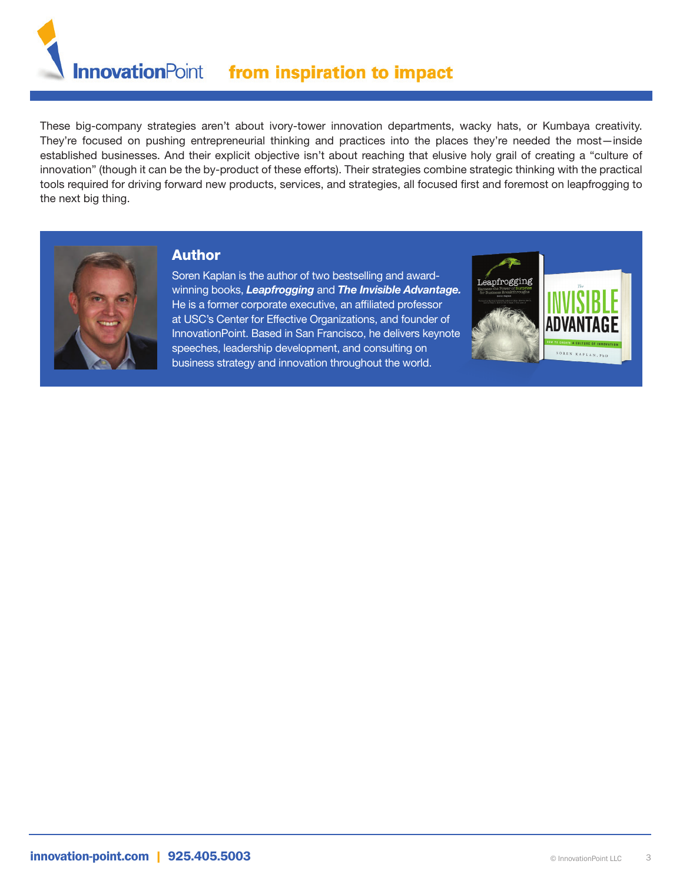These big-company strategies aren't about ivory-tower innovation departments, wacky hats, or Kumbaya creativity. They're focused on pushing entrepreneurial thinking and practices into the places they're needed the most—inside established businesses. And their explicit objective isn't about reaching that elusive holy grail of creating a "culture of innovation" (though it can be the by-product of these efforts). Their strategies combine strategic thinking with the practical tools required for driving forward new products, services, and strategies, all focused first and foremost on leapfrogging to the next big thing.

## Author

Soren Kaplan is the author of two bestselling and award-winning books, ***Leapfrogging*** and ***The Invisible Advantage.*** He is a former corporate executive, an affiliated professor at USC's Center for Effective Organizations, and founder of InnovationPoint. Based in San Francisco, he delivers keynote speeches, leadership development, and consulting on business strategy and innovation throughout the world.

**innovation-point.com | 925.405.5003**

© InnovationPoint LLC